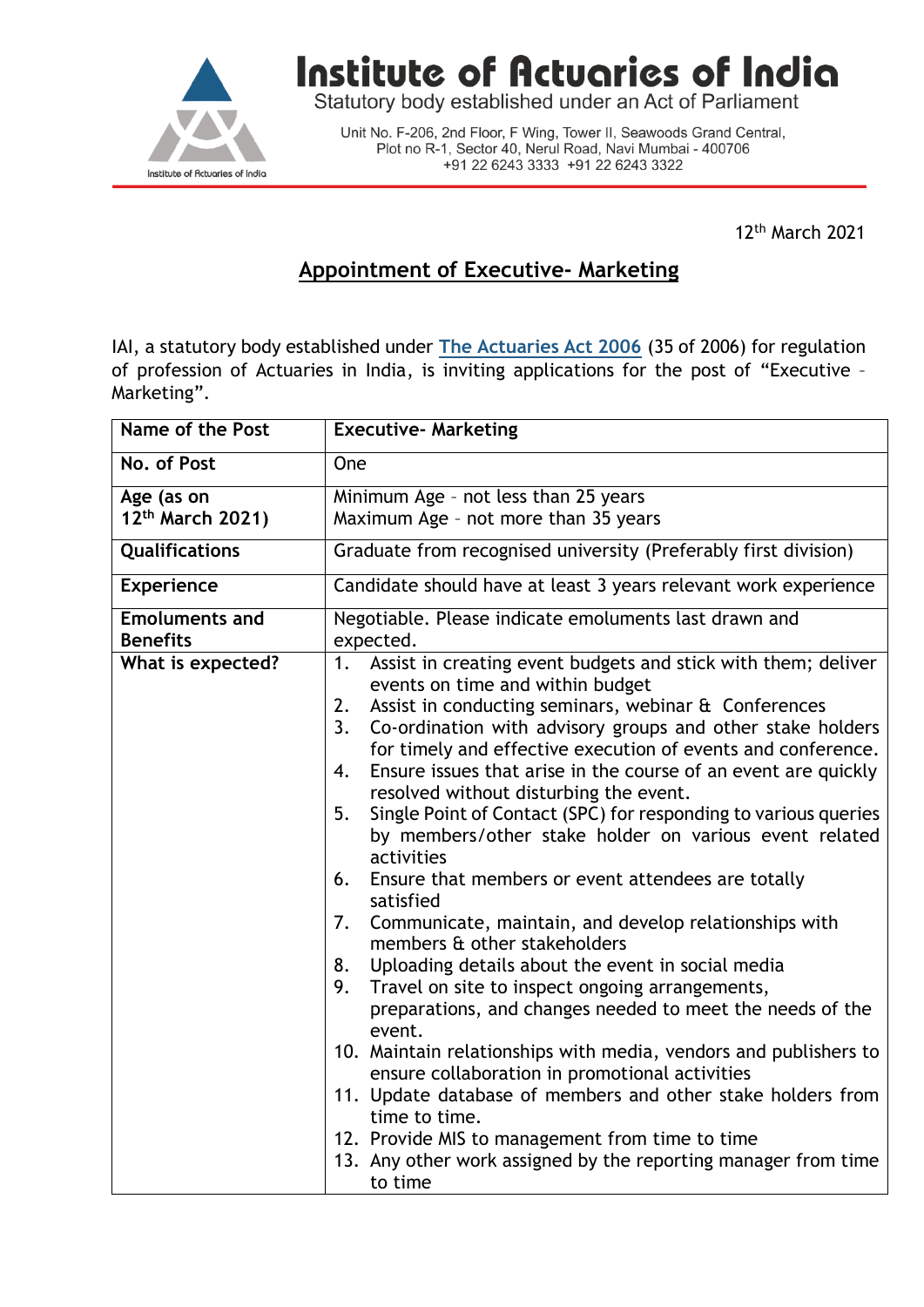# Institute of Actuaries of India

Statutory body established under an Act of Parliament

Unit No. F-206, 2nd Floor, F Wing, Tower II, Seawoods Grand Central, Plot no R-1, Sector 40, Nerul Road, Navi Mumbai - 400706
+91 22 6243 3333 +91 22 6243 3322

12th March 2021

## Appointment of Executive- Marketing

IAI, a statutory body established under The Actuaries Act 2006 (35 of 2006) for regulation of profession of Actuaries in India, is inviting applications for the post of "Executive – Marketing".

| **Name of the Post** | **Executive- Marketing** |
|---|---|
| **No. of Post** | One |
| **Age (as on 12th March 2021)** | Minimum Age – not less than 25 years<br>Maximum Age – not more than 35 years |
| **Qualifications** | Graduate from recognised university (Preferably first division) |
| **Experience** | Candidate should have at least 3 years relevant work experience |
| **Emoluments and Benefits** | Negotiable. Please indicate emoluments last drawn and expected. |
| **What is expected?** | 1. Assist in creating event budgets and stick with them; deliver events on time and within budget<br>2. Assist in conducting seminars, webinar & Conferences<br>3. Co-ordination with advisory groups and other stake holders for timely and effective execution of events and conference.<br>4. Ensure issues that arise in the course of an event are quickly resolved without disturbing the event.<br>5. Single Point of Contact (SPC) for responding to various queries by members/other stake holder on various event related activities<br>6. Ensure that members or event attendees are totally satisfied<br>7. Communicate, maintain, and develop relationships with members & other stakeholders<br>8. Uploading details about the event in social media<br>9. Travel on site to inspect ongoing arrangements, preparations, and changes needed to meet the needs of the event.<br>10. Maintain relationships with media, vendors and publishers to ensure collaboration in promotional activities<br>11. Update database of members and other stake holders from time to time.<br>12. Provide MIS to management from time to time<br>13. Any other work assigned by the reporting manager from time to time |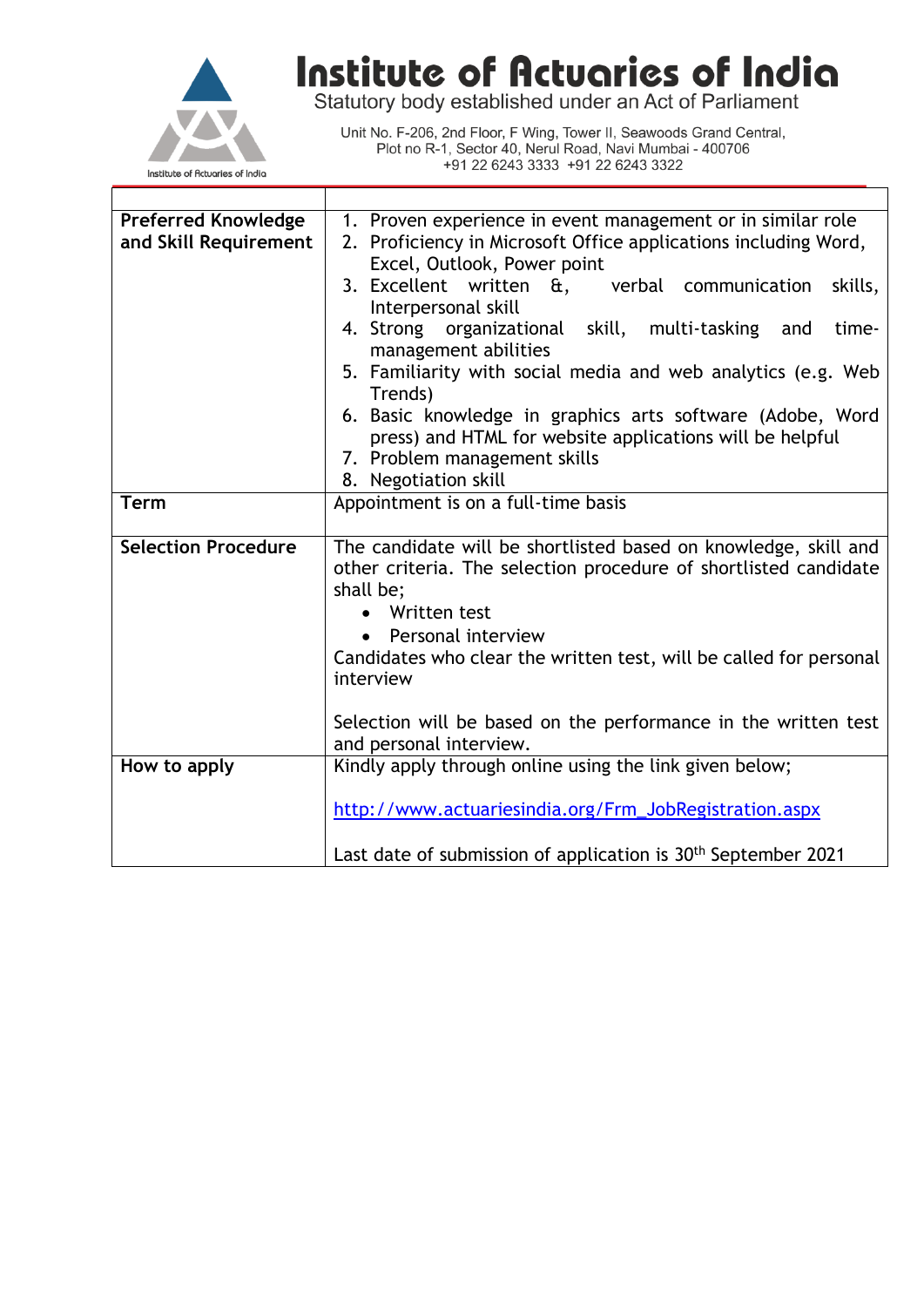# Institute of Actuaries of India

Statutory body established under an Act of Parliament

Unit No. F-206, 2nd Floor, F Wing, Tower II, Seawoods Grand Central, Plot no R-1, Sector 40, Nerul Road, Navi Mumbai - 400706
+91 22 6243 3333 +91 22 6243 3322

| | |
|---|---|
| **Preferred Knowledge and Skill Requirement** | 1. Proven experience in event management or in similar role<br>2. Proficiency in Microsoft Office applications including Word, Excel, Outlook, Power point<br>3. Excellent written &, verbal communication skills, Interpersonal skill<br>4. Strong organizational skill, multi-tasking and time-management abilities<br>5. Familiarity with social media and web analytics (e.g. Web Trends)<br>6. Basic knowledge in graphics arts software (Adobe, Word press) and HTML for website applications will be helpful<br>7. Problem management skills<br>8. Negotiation skill |
| **Term** | Appointment is on a full-time basis |
| **Selection Procedure** | The candidate will be shortlisted based on knowledge, skill and other criteria. The selection procedure of shortlisted candidate shall be;<br>• Written test<br>• Personal interview<br>Candidates who clear the written test, will be called for personal interview<br><br>Selection will be based on the performance in the written test and personal interview. |
| **How to apply** | Kindly apply through online using the link given below;<br><br>http://www.actuariesindia.org/Frm_JobRegistration.aspx<br><br>Last date of submission of application is 30th September 2021 |